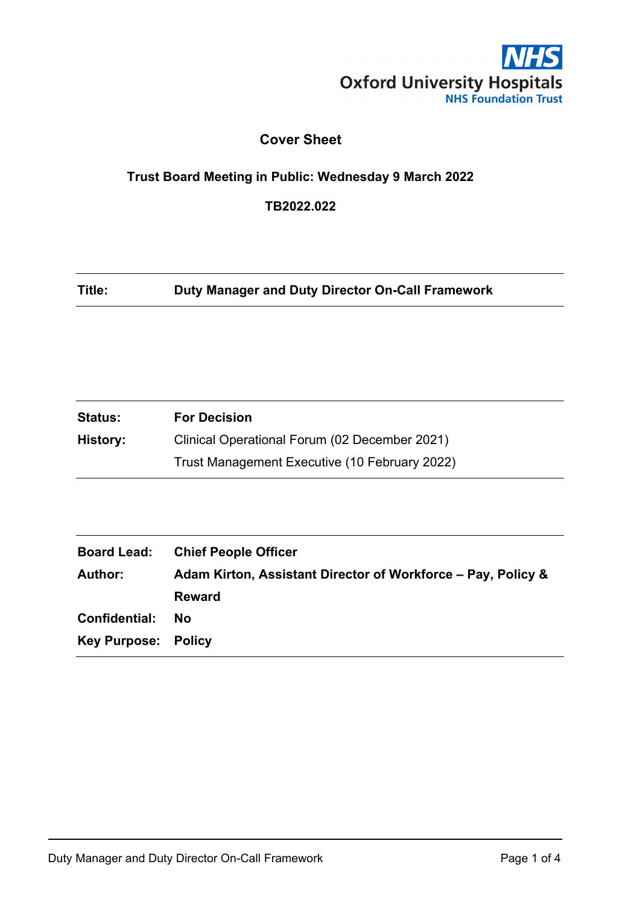Oxford University Hospitals
NHS Foundation Trust

# Cover Sheet

**Trust Board Meeting in Public: Wednesday 9 March 2022**

**TB2022.022**

| | |
|---|---|
| **Title:** | **Duty Manager and Duty Director On-Call Framework** |

| | |
|---|---|
| **Status:** | **For Decision** |
| **History:** | Clinical Operational Forum (02 December 2021) |
| | Trust Management Executive (10 February 2022) |

| | |
|---|---|
| **Board Lead:** | **Chief People Officer** |
| **Author:** | **Adam Kirton, Assistant Director of Workforce – Pay, Policy & Reward** |
| **Confidential:** | **No** |
| **Key Purpose:** | **Policy** |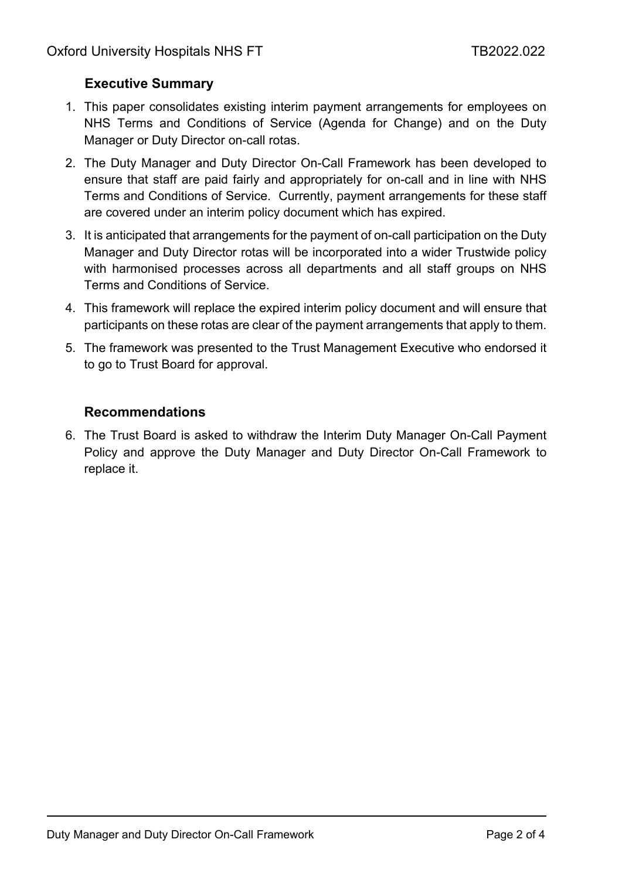## Executive Summary

1. This paper consolidates existing interim payment arrangements for employees on NHS Terms and Conditions of Service (Agenda for Change) and on the Duty Manager or Duty Director on-call rotas.
2. The Duty Manager and Duty Director On-Call Framework has been developed to ensure that staff are paid fairly and appropriately for on-call and in line with NHS Terms and Conditions of Service. Currently, payment arrangements for these staff are covered under an interim policy document which has expired.
3. It is anticipated that arrangements for the payment of on-call participation on the Duty Manager and Duty Director rotas will be incorporated into a wider Trustwide policy with harmonised processes across all departments and all staff groups on NHS Terms and Conditions of Service.
4. This framework will replace the expired interim policy document and will ensure that participants on these rotas are clear of the payment arrangements that apply to them.
5. The framework was presented to the Trust Management Executive who endorsed it to go to Trust Board for approval.

## Recommendations

6. The Trust Board is asked to withdraw the Interim Duty Manager On-Call Payment Policy and approve the Duty Manager and Duty Director On-Call Framework to replace it.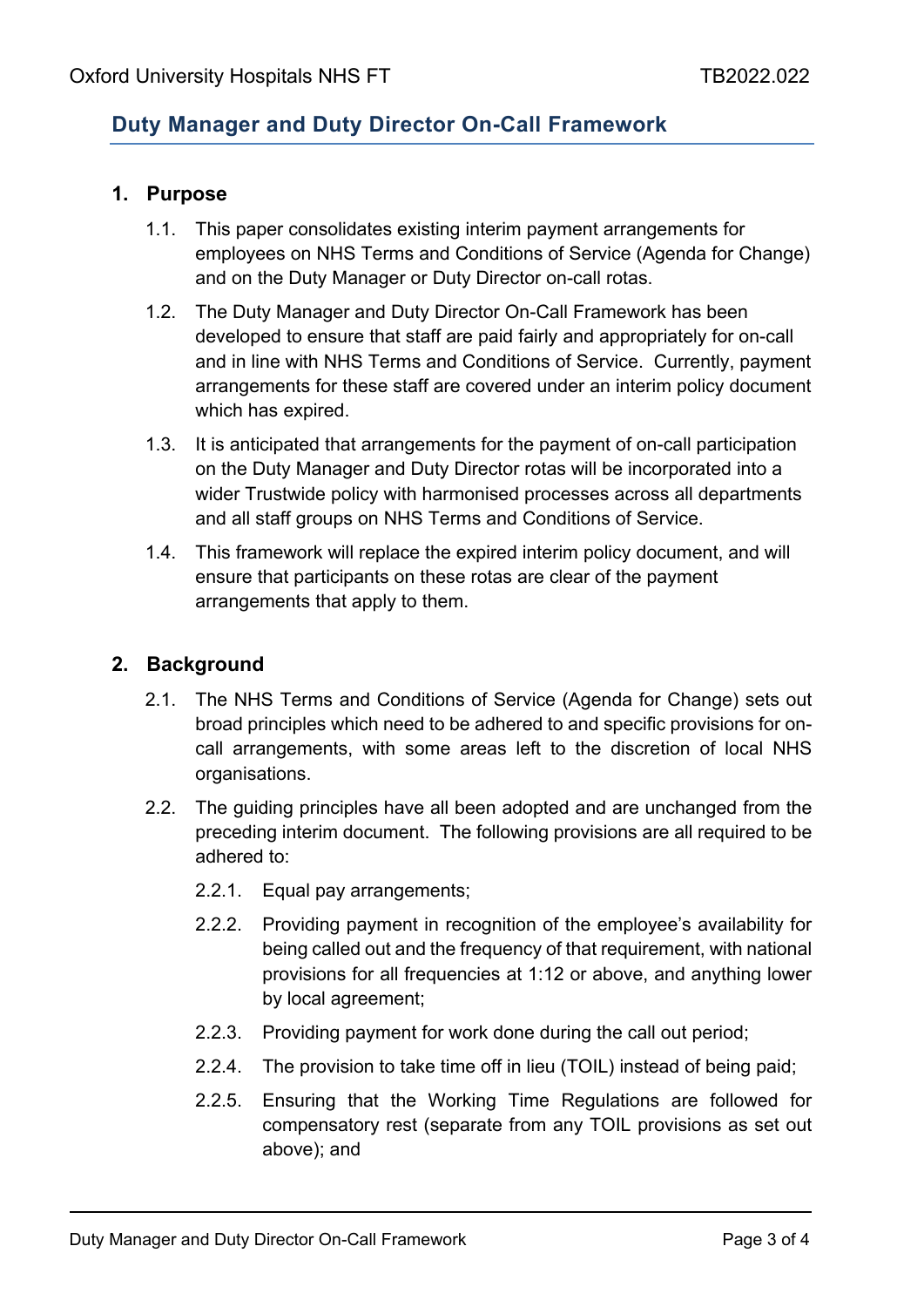## Duty Manager and Duty Director On-Call Framework

### 1. Purpose

1.1. This paper consolidates existing interim payment arrangements for employees on NHS Terms and Conditions of Service (Agenda for Change) and on the Duty Manager or Duty Director on-call rotas.

1.2. The Duty Manager and Duty Director On-Call Framework has been developed to ensure that staff are paid fairly and appropriately for on-call and in line with NHS Terms and Conditions of Service. Currently, payment arrangements for these staff are covered under an interim policy document which has expired.

1.3. It is anticipated that arrangements for the payment of on-call participation on the Duty Manager and Duty Director rotas will be incorporated into a wider Trustwide policy with harmonised processes across all departments and all staff groups on NHS Terms and Conditions of Service.

1.4. This framework will replace the expired interim policy document, and will ensure that participants on these rotas are clear of the payment arrangements that apply to them.

### 2. Background

2.1. The NHS Terms and Conditions of Service (Agenda for Change) sets out broad principles which need to be adhered to and specific provisions for on-call arrangements, with some areas left to the discretion of local NHS organisations.

2.2. The guiding principles have all been adopted and are unchanged from the preceding interim document. The following provisions are all required to be adhered to:

2.2.1. Equal pay arrangements;

2.2.2. Providing payment in recognition of the employee's availability for being called out and the frequency of that requirement, with national provisions for all frequencies at 1:12 or above, and anything lower by local agreement;

2.2.3. Providing payment for work done during the call out period;

2.2.4. The provision to take time off in lieu (TOIL) instead of being paid;

2.2.5. Ensuring that the Working Time Regulations are followed for compensatory rest (separate from any TOIL provisions as set out above); and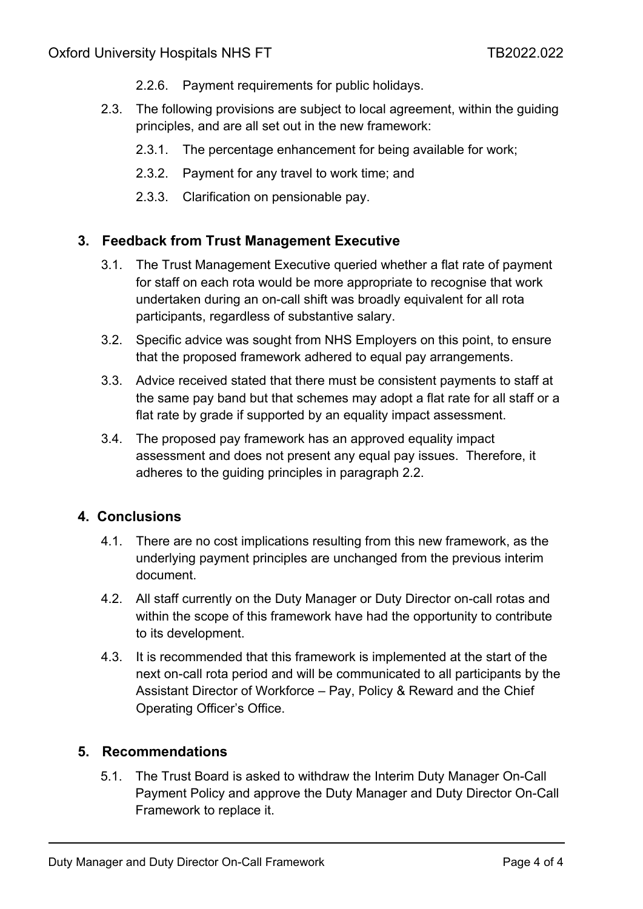2.2.6. Payment requirements for public holidays.

2.3. The following provisions are subject to local agreement, within the guiding principles, and are all set out in the new framework:

2.3.1. The percentage enhancement for being available for work;

2.3.2. Payment for any travel to work time; and

2.3.3. Clarification on pensionable pay.

## 3. Feedback from Trust Management Executive

3.1. The Trust Management Executive queried whether a flat rate of payment for staff on each rota would be more appropriate to recognise that work undertaken during an on-call shift was broadly equivalent for all rota participants, regardless of substantive salary.

3.2. Specific advice was sought from NHS Employers on this point, to ensure that the proposed framework adhered to equal pay arrangements.

3.3. Advice received stated that there must be consistent payments to staff at the same pay band but that schemes may adopt a flat rate for all staff or a flat rate by grade if supported by an equality impact assessment.

3.4. The proposed pay framework has an approved equality impact assessment and does not present any equal pay issues. Therefore, it adheres to the guiding principles in paragraph 2.2.

## 4. Conclusions

4.1. There are no cost implications resulting from this new framework, as the underlying payment principles are unchanged from the previous interim document.

4.2. All staff currently on the Duty Manager or Duty Director on-call rotas and within the scope of this framework have had the opportunity to contribute to its development.

4.3. It is recommended that this framework is implemented at the start of the next on-call rota period and will be communicated to all participants by the Assistant Director of Workforce – Pay, Policy & Reward and the Chief Operating Officer's Office.

## 5. Recommendations

5.1. The Trust Board is asked to withdraw the Interim Duty Manager On-Call Payment Policy and approve the Duty Manager and Duty Director On-Call Framework to replace it.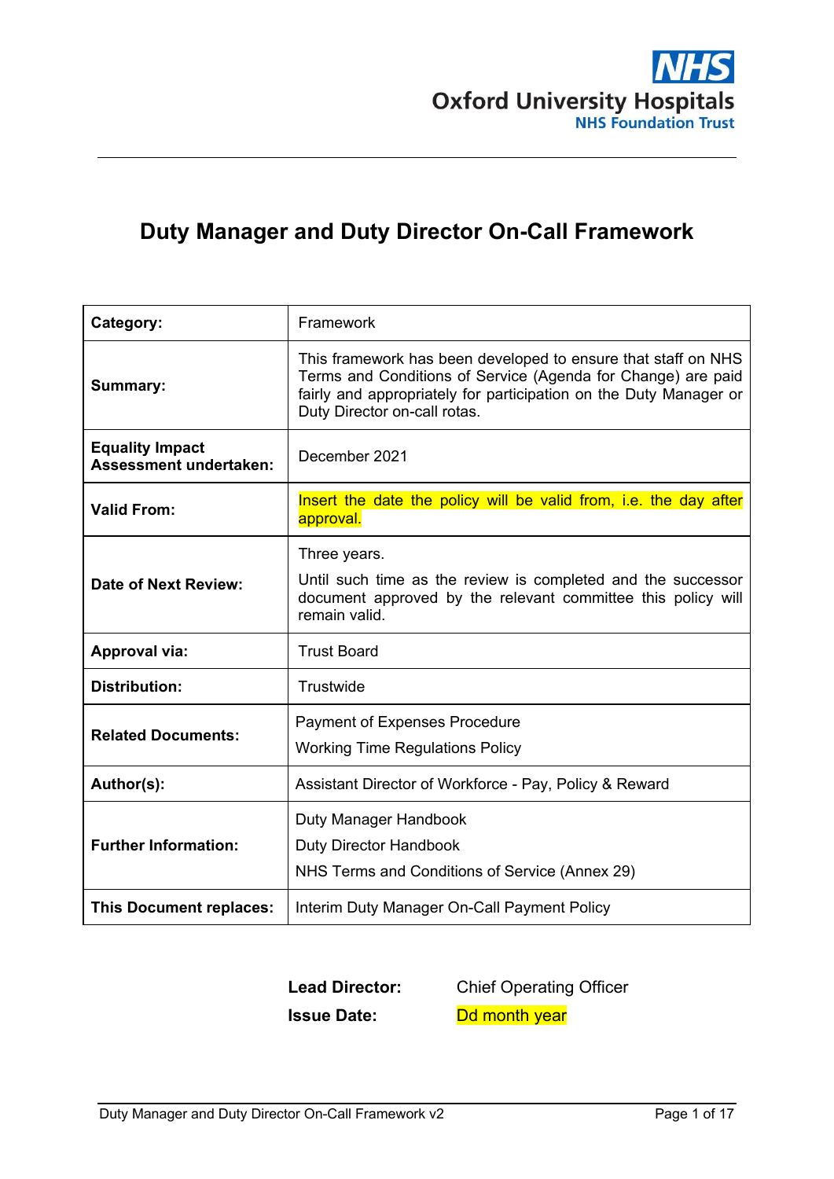# Duty Manager and Duty Director On-Call Framework

| Category: | Framework |
|---|---|
| Summary: | This framework has been developed to ensure that staff on NHS Terms and Conditions of Service (Agenda for Change) are paid fairly and appropriately for participation on the Duty Manager or Duty Director on-call rotas. |
| Equality Impact Assessment undertaken: | December 2021 |
| Valid From: | Insert the date the policy will be valid from, i.e. the day after approval. |
| Date of Next Review: | Three years.<br>Until such time as the review is completed and the successor document approved by the relevant committee this policy will remain valid. |
| Approval via: | Trust Board |
| Distribution: | Trustwide |
| Related Documents: | Payment of Expenses Procedure<br>Working Time Regulations Policy |
| Author(s): | Assistant Director of Workforce - Pay, Policy & Reward |
| Further Information: | Duty Manager Handbook<br>Duty Director Handbook<br>NHS Terms and Conditions of Service (Annex 29) |
| This Document replaces: | Interim Duty Manager On-Call Payment Policy |

**Lead Director:** Chief Operating Officer

**Issue Date:** Dd month year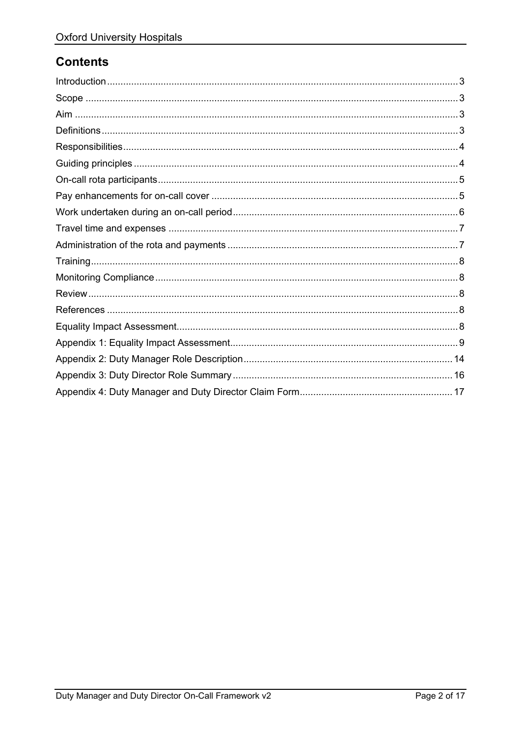## Contents

- Introduction ... 3
- Scope ... 3
- Aim ... 3
- Definitions ... 3
- Responsibilities ... 4
- Guiding principles ... 4
- On-call rota participants ... 5
- Pay enhancements for on-call cover ... 5
- Work undertaken during an on-call period ... 6
- Travel time and expenses ... 7
- Administration of the rota and payments ... 7
- Training ... 8
- Monitoring Compliance ... 8
- Review ... 8
- References ... 8
- Equality Impact Assessment ... 8
- Appendix 1: Equality Impact Assessment ... 9
- Appendix 2: Duty Manager Role Description ... 14
- Appendix 3: Duty Director Role Summary ... 16
- Appendix 4: Duty Manager and Duty Director Claim Form ... 17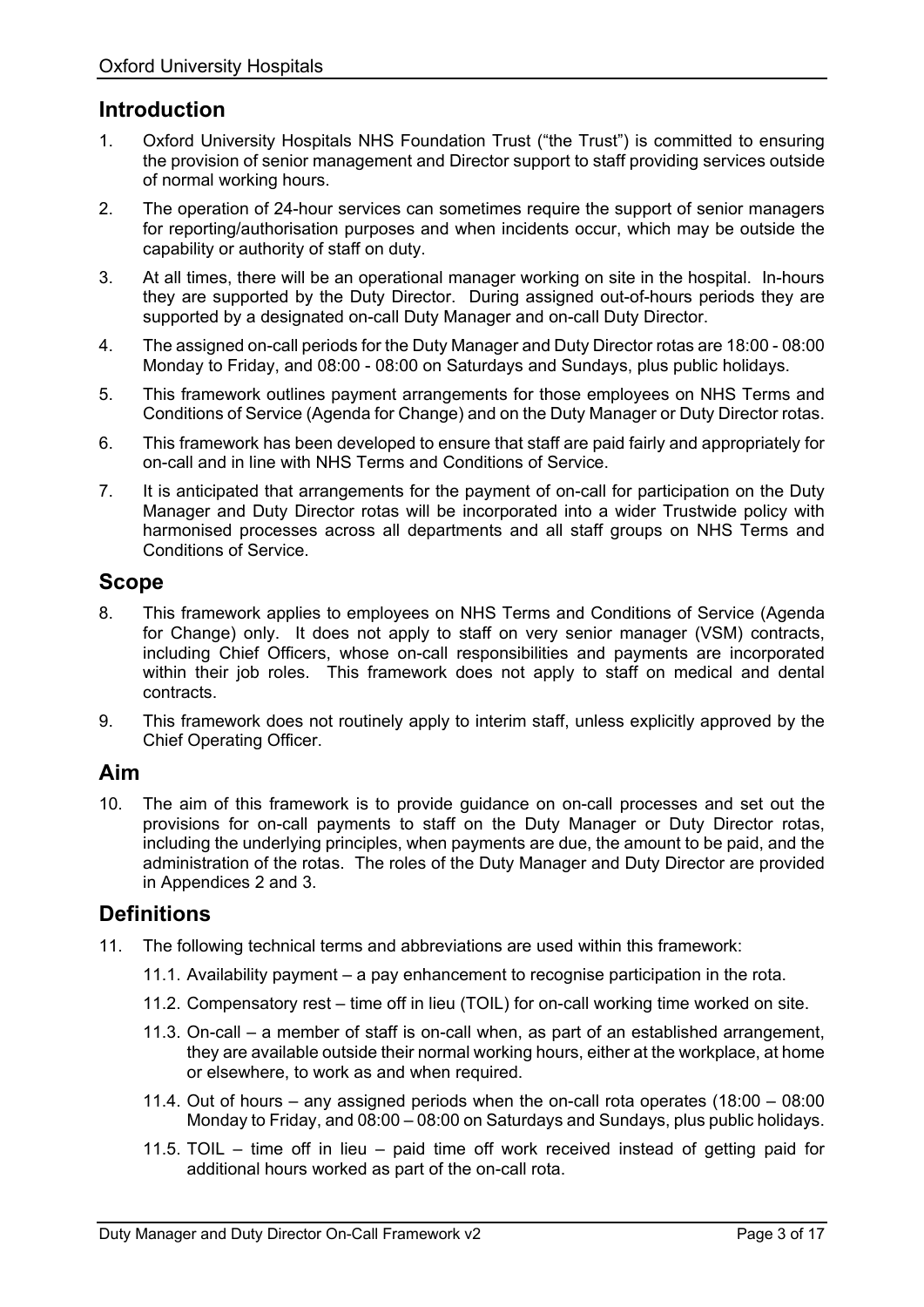## Introduction

1. Oxford University Hospitals NHS Foundation Trust ("the Trust") is committed to ensuring the provision of senior management and Director support to staff providing services outside of normal working hours.

2. The operation of 24-hour services can sometimes require the support of senior managers for reporting/authorisation purposes and when incidents occur, which may be outside the capability or authority of staff on duty.

3. At all times, there will be an operational manager working on site in the hospital. In-hours they are supported by the Duty Director. During assigned out-of-hours periods they are supported by a designated on-call Duty Manager and on-call Duty Director.

4. The assigned on-call periods for the Duty Manager and Duty Director rotas are 18:00 - 08:00 Monday to Friday, and 08:00 - 08:00 on Saturdays and Sundays, plus public holidays.

5. This framework outlines payment arrangements for those employees on NHS Terms and Conditions of Service (Agenda for Change) and on the Duty Manager or Duty Director rotas.

6. This framework has been developed to ensure that staff are paid fairly and appropriately for on-call and in line with NHS Terms and Conditions of Service.

7. It is anticipated that arrangements for the payment of on-call for participation on the Duty Manager and Duty Director rotas will be incorporated into a wider Trustwide policy with harmonised processes across all departments and all staff groups on NHS Terms and Conditions of Service.

## Scope

8. This framework applies to employees on NHS Terms and Conditions of Service (Agenda for Change) only. It does not apply to staff on very senior manager (VSM) contracts, including Chief Officers, whose on-call responsibilities and payments are incorporated within their job roles. This framework does not apply to staff on medical and dental contracts.

9. This framework does not routinely apply to interim staff, unless explicitly approved by the Chief Operating Officer.

## Aim

10. The aim of this framework is to provide guidance on on-call processes and set out the provisions for on-call payments to staff on the Duty Manager or Duty Director rotas, including the underlying principles, when payments are due, the amount to be paid, and the administration of the rotas. The roles of the Duty Manager and Duty Director are provided in Appendices 2 and 3.

## Definitions

11. The following technical terms and abbreviations are used within this framework:

    11.1. Availability payment – a pay enhancement to recognise participation in the rota.

    11.2. Compensatory rest – time off in lieu (TOIL) for on-call working time worked on site.

    11.3. On-call – a member of staff is on-call when, as part of an established arrangement, they are available outside their normal working hours, either at the workplace, at home or elsewhere, to work as and when required.

    11.4. Out of hours – any assigned periods when the on-call rota operates (18:00 – 08:00 Monday to Friday, and 08:00 – 08:00 on Saturdays and Sundays, plus public holidays.

    11.5. TOIL – time off in lieu – paid time off work received instead of getting paid for additional hours worked as part of the on-call rota.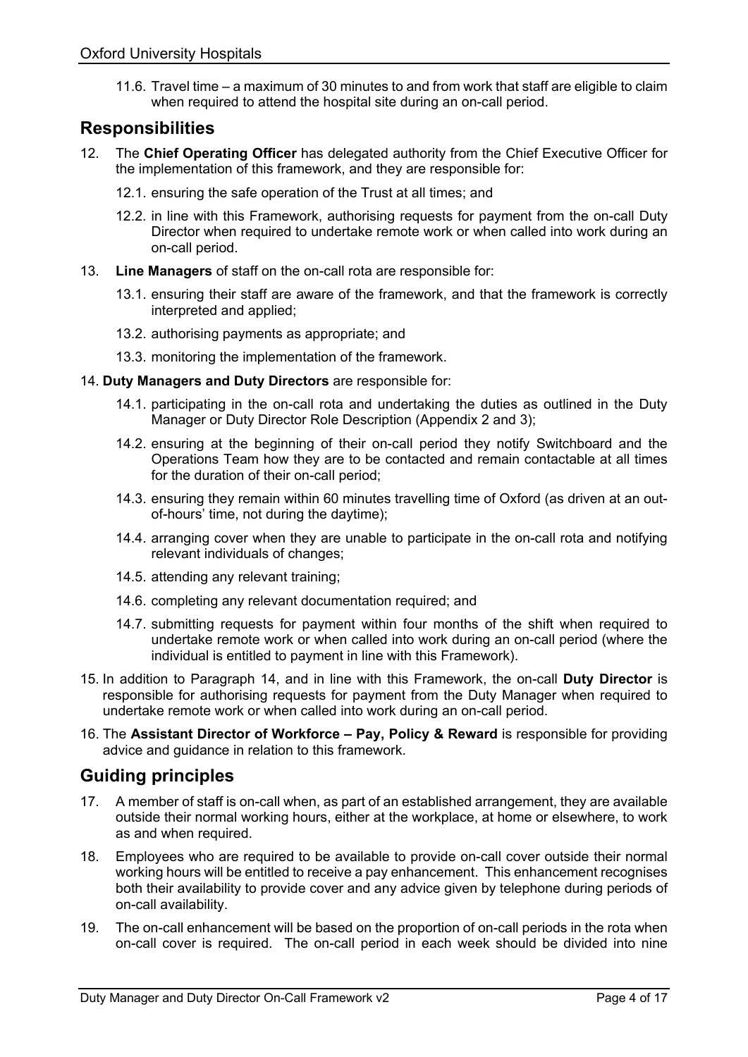11.6. Travel time – a maximum of 30 minutes to and from work that staff are eligible to claim when required to attend the hospital site during an on-call period.

## Responsibilities

12. The **Chief Operating Officer** has delegated authority from the Chief Executive Officer for the implementation of this framework, and they are responsible for:

    12.1. ensuring the safe operation of the Trust at all times; and

    12.2. in line with this Framework, authorising requests for payment from the on-call Duty Director when required to undertake remote work or when called into work during an on-call period.

13. **Line Managers** of staff on the on-call rota are responsible for:

    13.1. ensuring their staff are aware of the framework, and that the framework is correctly interpreted and applied;

    13.2. authorising payments as appropriate; and

    13.3. monitoring the implementation of the framework.

14. **Duty Managers and Duty Directors** are responsible for:

    14.1. participating in the on-call rota and undertaking the duties as outlined in the Duty Manager or Duty Director Role Description (Appendix 2 and 3);

    14.2. ensuring at the beginning of their on-call period they notify Switchboard and the Operations Team how they are to be contacted and remain contactable at all times for the duration of their on-call period;

    14.3. ensuring they remain within 60 minutes travelling time of Oxford (as driven at an out-of-hours' time, not during the daytime);

    14.4. arranging cover when they are unable to participate in the on-call rota and notifying relevant individuals of changes;

    14.5. attending any relevant training;

    14.6. completing any relevant documentation required; and

    14.7. submitting requests for payment within four months of the shift when required to undertake remote work or when called into work during an on-call period (where the individual is entitled to payment in line with this Framework).

15. In addition to Paragraph 14, and in line with this Framework, the on-call **Duty Director** is responsible for authorising requests for payment from the Duty Manager when required to undertake remote work or when called into work during an on-call period.

16. The **Assistant Director of Workforce – Pay, Policy & Reward** is responsible for providing advice and guidance in relation to this framework.

## Guiding principles

17. A member of staff is on-call when, as part of an established arrangement, they are available outside their normal working hours, either at the workplace, at home or elsewhere, to work as and when required.

18. Employees who are required to be available to provide on-call cover outside their normal working hours will be entitled to receive a pay enhancement. This enhancement recognises both their availability to provide cover and any advice given by telephone during periods of on-call availability.

19. The on-call enhancement will be based on the proportion of on-call periods in the rota when on-call cover is required. The on-call period in each week should be divided into nine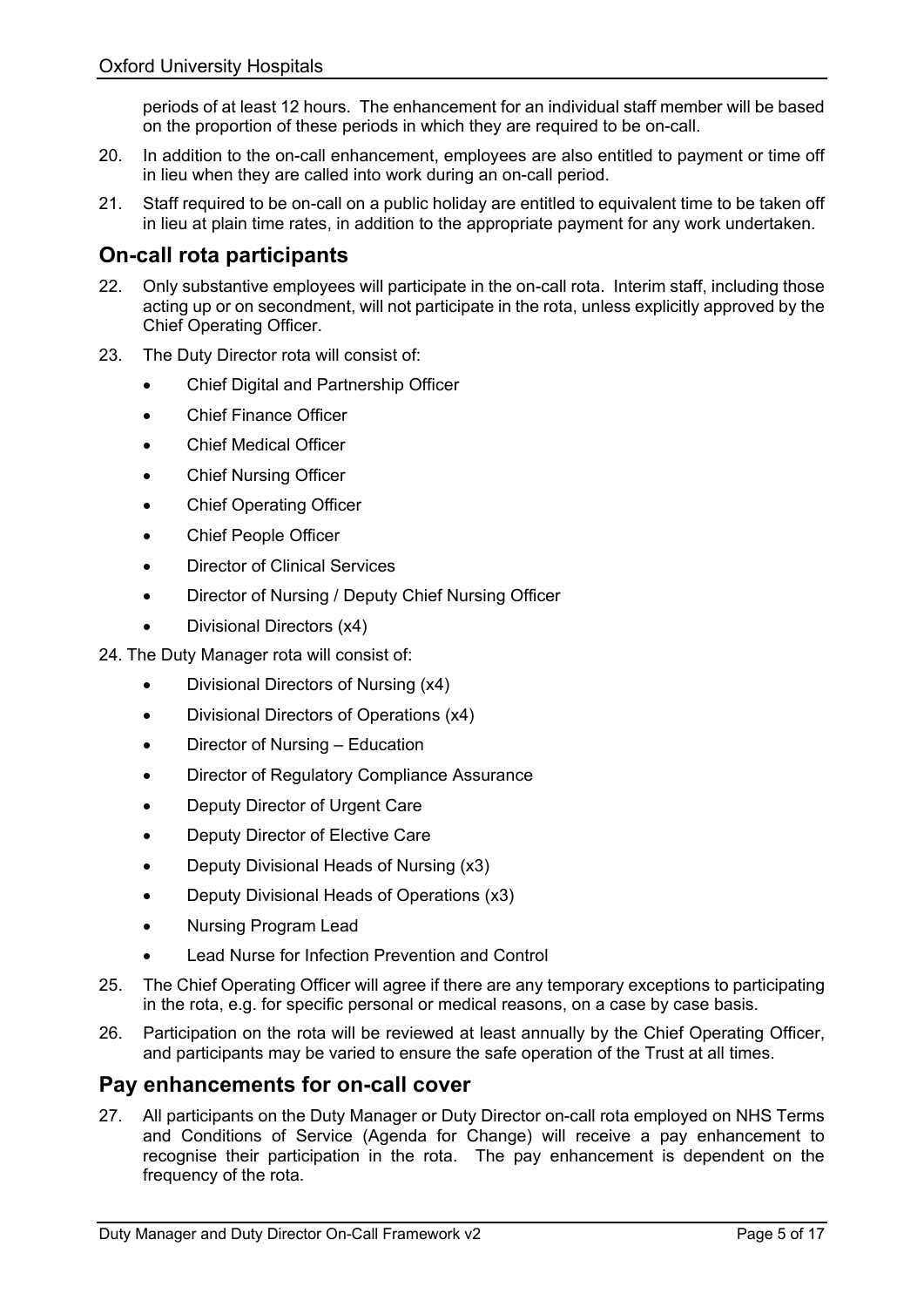periods of at least 12 hours. The enhancement for an individual staff member will be based on the proportion of these periods in which they are required to be on-call.

20. In addition to the on-call enhancement, employees are also entitled to payment or time off in lieu when they are called into work during an on-call period.

21. Staff required to be on-call on a public holiday are entitled to equivalent time to be taken off in lieu at plain time rates, in addition to the appropriate payment for any work undertaken.

## On-call rota participants

22. Only substantive employees will participate in the on-call rota. Interim staff, including those acting up or on secondment, will not participate in the rota, unless explicitly approved by the Chief Operating Officer.

23. The Duty Director rota will consist of:
    - Chief Digital and Partnership Officer
    - Chief Finance Officer
    - Chief Medical Officer
    - Chief Nursing Officer
    - Chief Operating Officer
    - Chief People Officer
    - Director of Clinical Services
    - Director of Nursing / Deputy Chief Nursing Officer
    - Divisional Directors (x4)

24. The Duty Manager rota will consist of:
    - Divisional Directors of Nursing (x4)
    - Divisional Directors of Operations (x4)
    - Director of Nursing – Education
    - Director of Regulatory Compliance Assurance
    - Deputy Director of Urgent Care
    - Deputy Director of Elective Care
    - Deputy Divisional Heads of Nursing (x3)
    - Deputy Divisional Heads of Operations (x3)
    - Nursing Program Lead
    - Lead Nurse for Infection Prevention and Control

25. The Chief Operating Officer will agree if there are any temporary exceptions to participating in the rota, e.g. for specific personal or medical reasons, on a case by case basis.

26. Participation on the rota will be reviewed at least annually by the Chief Operating Officer, and participants may be varied to ensure the safe operation of the Trust at all times.

## Pay enhancements for on-call cover

27. All participants on the Duty Manager or Duty Director on-call rota employed on NHS Terms and Conditions of Service (Agenda for Change) will receive a pay enhancement to recognise their participation in the rota. The pay enhancement is dependent on the frequency of the rota.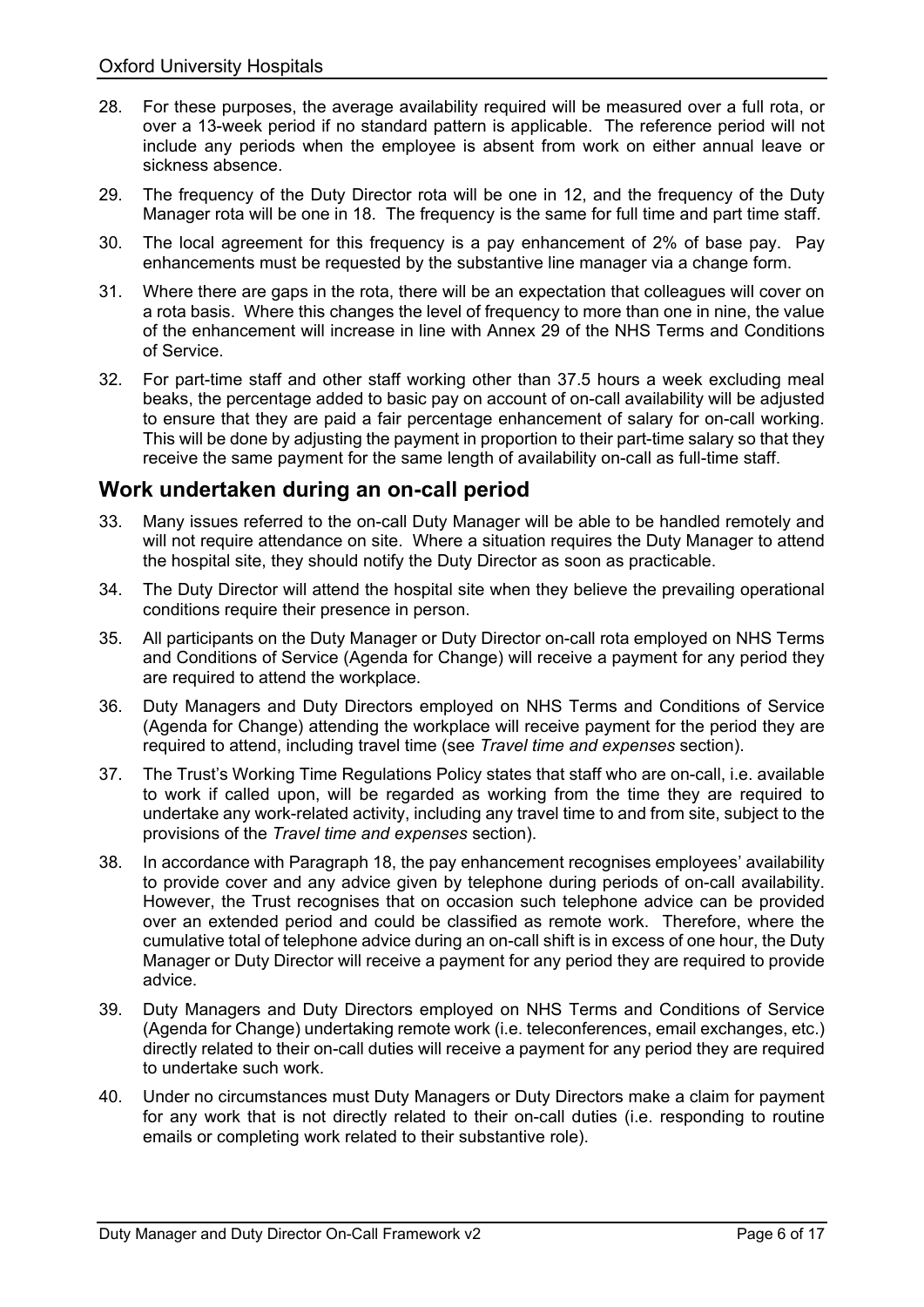28. For these purposes, the average availability required will be measured over a full rota, or over a 13-week period if no standard pattern is applicable. The reference period will not include any periods when the employee is absent from work on either annual leave or sickness absence.

29. The frequency of the Duty Director rota will be one in 12, and the frequency of the Duty Manager rota will be one in 18. The frequency is the same for full time and part time staff.

30. The local agreement for this frequency is a pay enhancement of 2% of base pay. Pay enhancements must be requested by the substantive line manager via a change form.

31. Where there are gaps in the rota, there will be an expectation that colleagues will cover on a rota basis. Where this changes the level of frequency to more than one in nine, the value of the enhancement will increase in line with Annex 29 of the NHS Terms and Conditions of Service.

32. For part-time staff and other staff working other than 37.5 hours a week excluding meal beaks, the percentage added to basic pay on account of on-call availability will be adjusted to ensure that they are paid a fair percentage enhancement of salary for on-call working. This will be done by adjusting the payment in proportion to their part-time salary so that they receive the same payment for the same length of availability on-call as full-time staff.

## Work undertaken during an on-call period

33. Many issues referred to the on-call Duty Manager will be able to be handled remotely and will not require attendance on site. Where a situation requires the Duty Manager to attend the hospital site, they should notify the Duty Director as soon as practicable.

34. The Duty Director will attend the hospital site when they believe the prevailing operational conditions require their presence in person.

35. All participants on the Duty Manager or Duty Director on-call rota employed on NHS Terms and Conditions of Service (Agenda for Change) will receive a payment for any period they are required to attend the workplace.

36. Duty Managers and Duty Directors employed on NHS Terms and Conditions of Service (Agenda for Change) attending the workplace will receive payment for the period they are required to attend, including travel time (see *Travel time and expenses* section).

37. The Trust's Working Time Regulations Policy states that staff who are on-call, i.e. available to work if called upon, will be regarded as working from the time they are required to undertake any work-related activity, including any travel time to and from site, subject to the provisions of the *Travel time and expenses* section).

38. In accordance with Paragraph 18, the pay enhancement recognises employees' availability to provide cover and any advice given by telephone during periods of on-call availability. However, the Trust recognises that on occasion such telephone advice can be provided over an extended period and could be classified as remote work. Therefore, where the cumulative total of telephone advice during an on-call shift is in excess of one hour, the Duty Manager or Duty Director will receive a payment for any period they are required to provide advice.

39. Duty Managers and Duty Directors employed on NHS Terms and Conditions of Service (Agenda for Change) undertaking remote work (i.e. teleconferences, email exchanges, etc.) directly related to their on-call duties will receive a payment for any period they are required to undertake such work.

40. Under no circumstances must Duty Managers or Duty Directors make a claim for payment for any work that is not directly related to their on-call duties (i.e. responding to routine emails or completing work related to their substantive role).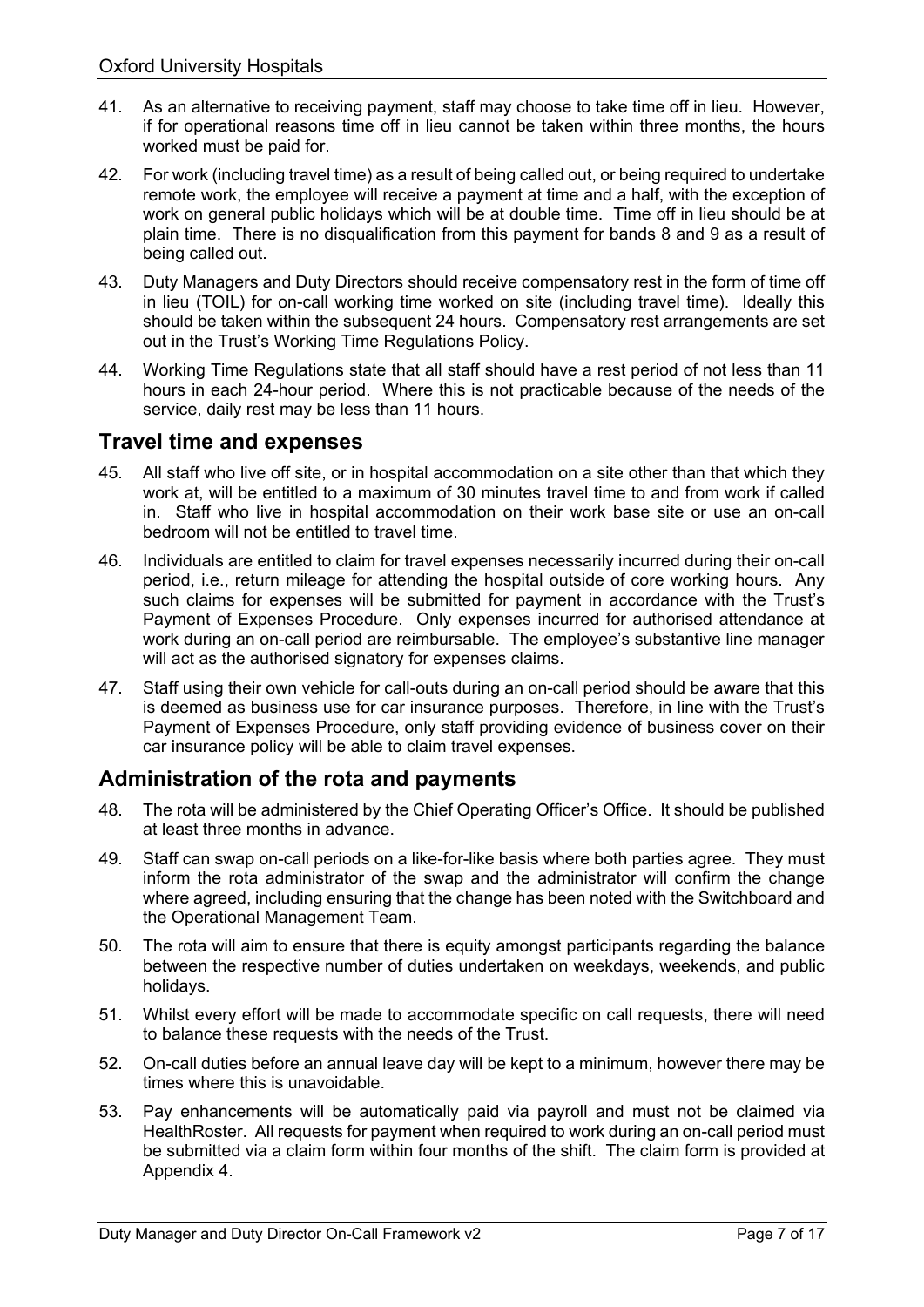41. As an alternative to receiving payment, staff may choose to take time off in lieu. However, if for operational reasons time off in lieu cannot be taken within three months, the hours worked must be paid for.

42. For work (including travel time) as a result of being called out, or being required to undertake remote work, the employee will receive a payment at time and a half, with the exception of work on general public holidays which will be at double time. Time off in lieu should be at plain time. There is no disqualification from this payment for bands 8 and 9 as a result of being called out.

43. Duty Managers and Duty Directors should receive compensatory rest in the form of time off in lieu (TOIL) for on-call working time worked on site (including travel time). Ideally this should be taken within the subsequent 24 hours. Compensatory rest arrangements are set out in the Trust's Working Time Regulations Policy.

44. Working Time Regulations state that all staff should have a rest period of not less than 11 hours in each 24-hour period. Where this is not practicable because of the needs of the service, daily rest may be less than 11 hours.

## Travel time and expenses

45. All staff who live off site, or in hospital accommodation on a site other than that which they work at, will be entitled to a maximum of 30 minutes travel time to and from work if called in. Staff who live in hospital accommodation on their work base site or use an on-call bedroom will not be entitled to travel time.

46. Individuals are entitled to claim for travel expenses necessarily incurred during their on-call period, i.e., return mileage for attending the hospital outside of core working hours. Any such claims for expenses will be submitted for payment in accordance with the Trust's Payment of Expenses Procedure. Only expenses incurred for authorised attendance at work during an on-call period are reimbursable. The employee's substantive line manager will act as the authorised signatory for expenses claims.

47. Staff using their own vehicle for call-outs during an on-call period should be aware that this is deemed as business use for car insurance purposes. Therefore, in line with the Trust's Payment of Expenses Procedure, only staff providing evidence of business cover on their car insurance policy will be able to claim travel expenses.

## Administration of the rota and payments

48. The rota will be administered by the Chief Operating Officer's Office. It should be published at least three months in advance.

49. Staff can swap on-call periods on a like-for-like basis where both parties agree. They must inform the rota administrator of the swap and the administrator will confirm the change where agreed, including ensuring that the change has been noted with the Switchboard and the Operational Management Team.

50. The rota will aim to ensure that there is equity amongst participants regarding the balance between the respective number of duties undertaken on weekdays, weekends, and public holidays.

51. Whilst every effort will be made to accommodate specific on call requests, there will need to balance these requests with the needs of the Trust.

52. On-call duties before an annual leave day will be kept to a minimum, however there may be times where this is unavoidable.

53. Pay enhancements will be automatically paid via payroll and must not be claimed via HealthRoster. All requests for payment when required to work during an on-call period must be submitted via a claim form within four months of the shift. The claim form is provided at Appendix 4.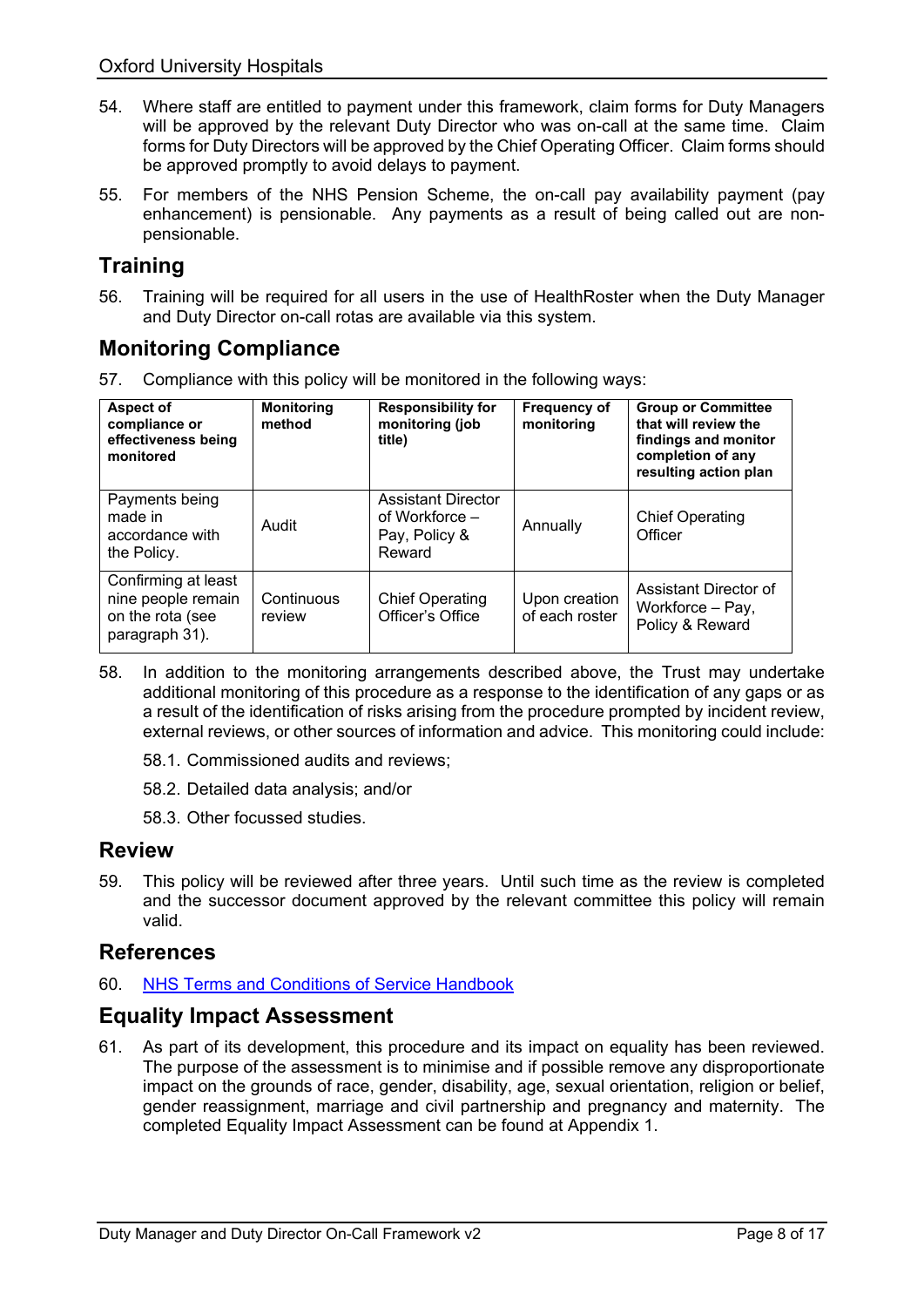54. Where staff are entitled to payment under this framework, claim forms for Duty Managers will be approved by the relevant Duty Director who was on-call at the same time. Claim forms for Duty Directors will be approved by the Chief Operating Officer. Claim forms should be approved promptly to avoid delays to payment.

55. For members of the NHS Pension Scheme, the on-call pay availability payment (pay enhancement) is pensionable. Any payments as a result of being called out are non-pensionable.

## Training

56. Training will be required for all users in the use of HealthRoster when the Duty Manager and Duty Director on-call rotas are available via this system.

## Monitoring Compliance

57. Compliance with this policy will be monitored in the following ways:

| Aspect of compliance or effectiveness being monitored | Monitoring method | Responsibility for monitoring (job title) | Frequency of monitoring | Group or Committee that will review the findings and monitor completion of any resulting action plan |
|---|---|---|---|---|
| Payments being made in accordance with the Policy. | Audit | Assistant Director of Workforce – Pay, Policy & Reward | Annually | Chief Operating Officer |
| Confirming at least nine people remain on the rota (see paragraph 31). | Continuous review | Chief Operating Officer's Office | Upon creation of each roster | Assistant Director of Workforce – Pay, Policy & Reward |

58. In addition to the monitoring arrangements described above, the Trust may undertake additional monitoring of this procedure as a response to the identification of any gaps or as a result of the identification of risks arising from the procedure prompted by incident review, external reviews, or other sources of information and advice. This monitoring could include:

    58.1. Commissioned audits and reviews;

    58.2. Detailed data analysis; and/or

    58.3. Other focussed studies.

## Review

59. This policy will be reviewed after three years. Until such time as the review is completed and the successor document approved by the relevant committee this policy will remain valid.

## References

60. NHS Terms and Conditions of Service Handbook

## Equality Impact Assessment

61. As part of its development, this procedure and its impact on equality has been reviewed. The purpose of the assessment is to minimise and if possible remove any disproportionate impact on the grounds of race, gender, disability, age, sexual orientation, religion or belief, gender reassignment, marriage and civil partnership and pregnancy and maternity. The completed Equality Impact Assessment can be found at Appendix 1.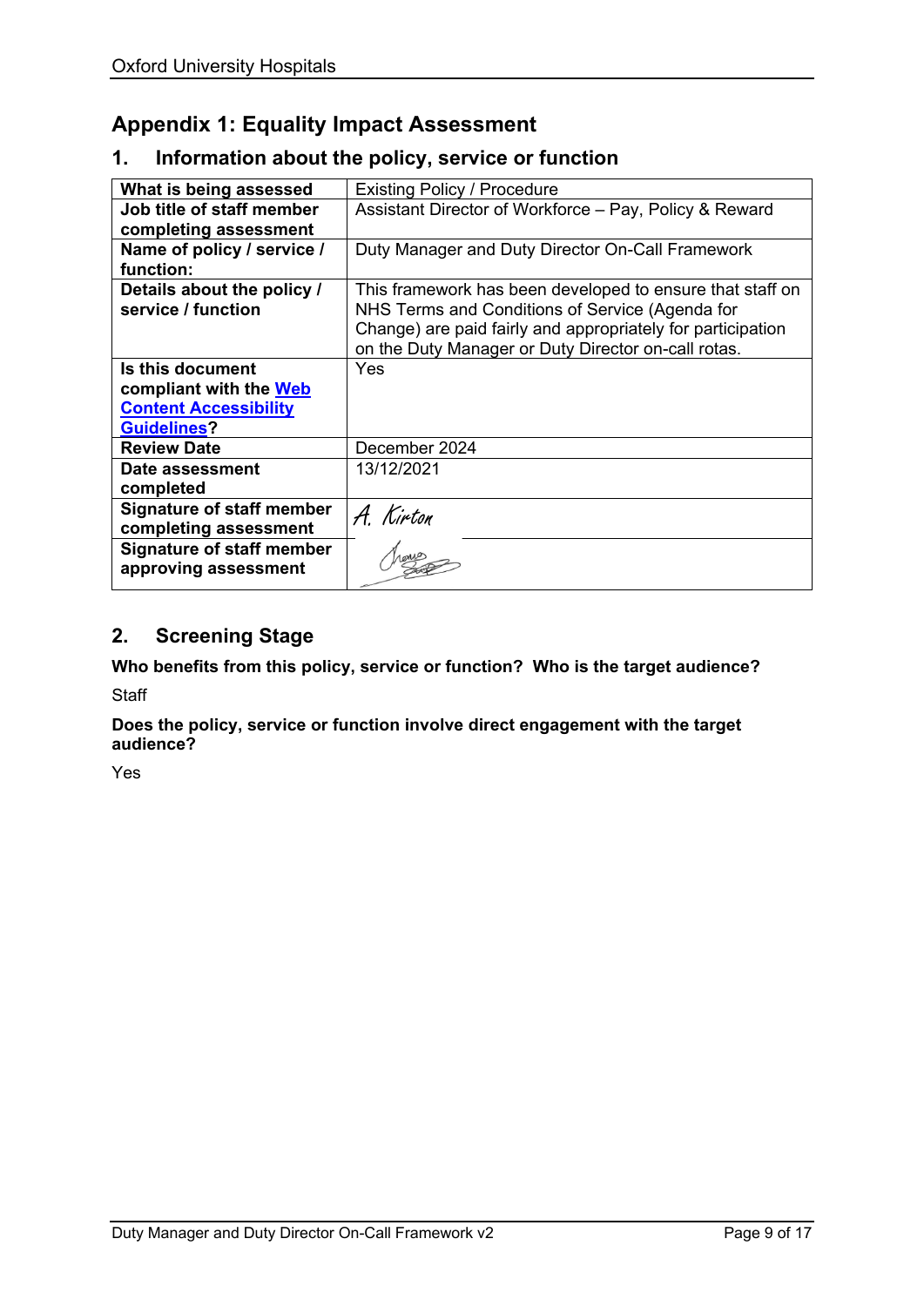# Appendix 1: Equality Impact Assessment

## 1. Information about the policy, service or function

| What is being assessed | Existing Policy / Procedure |
|---|---|
| **Job title of staff member completing assessment** | Assistant Director of Workforce – Pay, Policy & Reward |
| **Name of policy / service / function:** | Duty Manager and Duty Director On-Call Framework |
| **Details about the policy / service / function** | This framework has been developed to ensure that staff on NHS Terms and Conditions of Service (Agenda for Change) are paid fairly and appropriately for participation on the Duty Manager or Duty Director on-call rotas. |
| **Is this document compliant with the Web Content Accessibility Guidelines?** | Yes |
| **Review Date** | December 2024 |
| **Date assessment completed** | 13/12/2021 |
| **Signature of staff member completing assessment** | A. Kirton |
| **Signature of staff member approving assessment** | |

## 2. Screening Stage

**Who benefits from this policy, service or function? Who is the target audience?**

Staff

**Does the policy, service or function involve direct engagement with the target audience?**

Yes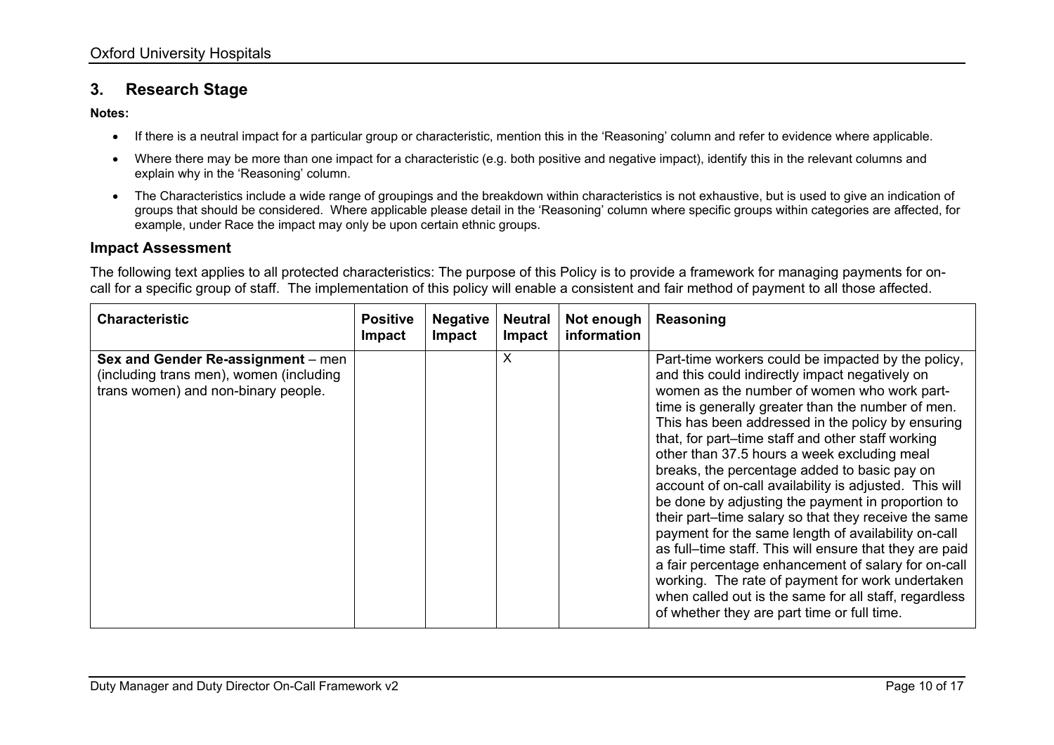## 3. Research Stage

**Notes:**

- If there is a neutral impact for a particular group or characteristic, mention this in the 'Reasoning' column and refer to evidence where applicable.
- Where there may be more than one impact for a characteristic (e.g. both positive and negative impact), identify this in the relevant columns and explain why in the 'Reasoning' column.
- The Characteristics include a wide range of groupings and the breakdown within characteristics is not exhaustive, but is used to give an indication of groups that should be considered. Where applicable please detail in the 'Reasoning' column where specific groups within categories are affected, for example, under Race the impact may only be upon certain ethnic groups.

### Impact Assessment

The following text applies to all protected characteristics: The purpose of this Policy is to provide a framework for managing payments for on-call for a specific group of staff. The implementation of this policy will enable a consistent and fair method of payment to all those affected.

| Characteristic | Positive Impact | Negative Impact | Neutral Impact | Not enough information | Reasoning |
|---|---|---|---|---|---|
| **Sex and Gender Re-assignment** – men (including trans men), women (including trans women) and non-binary people. | | | X | | Part-time workers could be impacted by the policy, and this could indirectly impact negatively on women as the number of women who work part-time is generally greater than the number of men. This has been addressed in the policy by ensuring that, for part–time staff and other staff working other than 37.5 hours a week excluding meal breaks, the percentage added to basic pay on account of on-call availability is adjusted. This will be done by adjusting the payment in proportion to their part–time salary so that they receive the same payment for the same length of availability on-call as full–time staff. This will ensure that they are paid a fair percentage enhancement of salary for on-call working. The rate of payment for work undertaken when called out is the same for all staff, regardless of whether they are part time or full time. |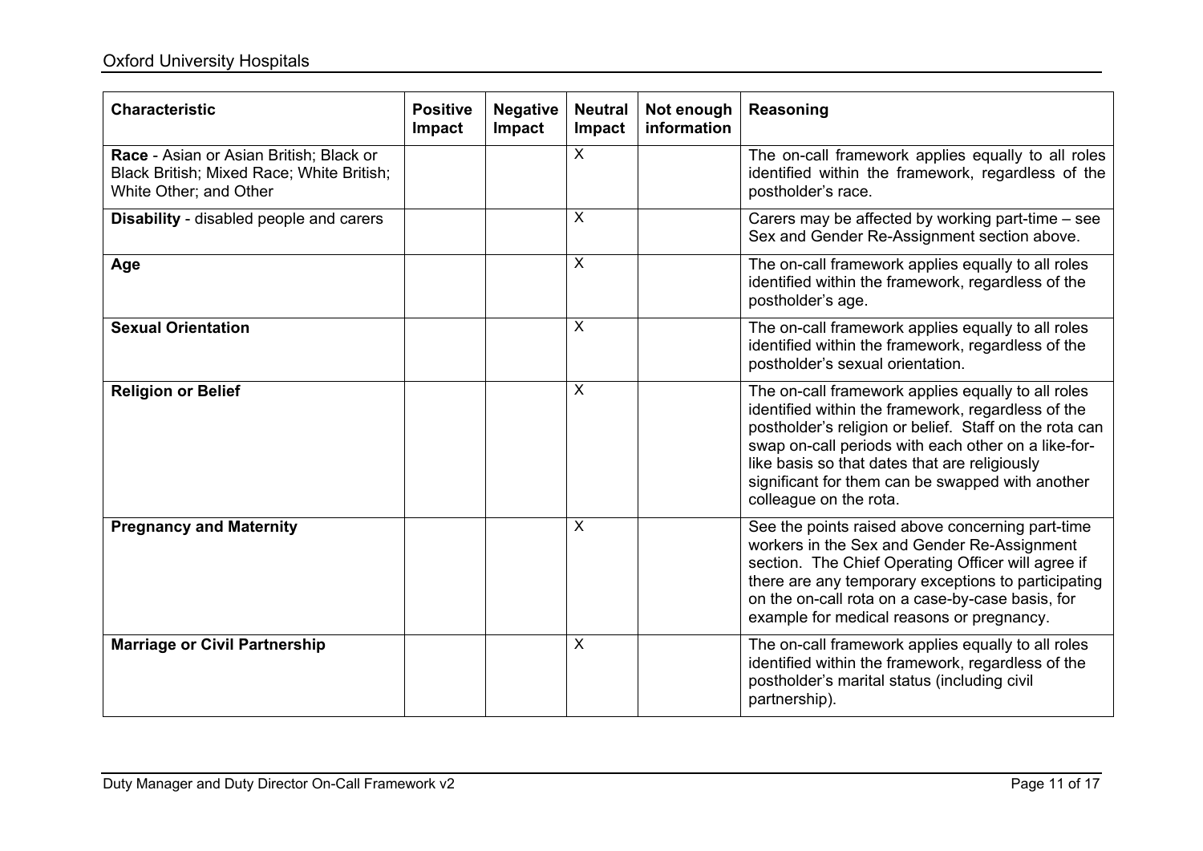| Characteristic | Positive Impact | Negative Impact | Neutral Impact | Not enough information | Reasoning |
| --- | --- | --- | --- | --- | --- |
| **Race** - Asian or Asian British; Black or Black British; Mixed Race; White British; White Other; and Other | | | X | | The on-call framework applies equally to all roles identified within the framework, regardless of the postholder's race. |
| **Disability** - disabled people and carers | | | X | | Carers may be affected by working part-time – see Sex and Gender Re-Assignment section above. |
| **Age** | | | X | | The on-call framework applies equally to all roles identified within the framework, regardless of the postholder's age. |
| **Sexual Orientation** | | | X | | The on-call framework applies equally to all roles identified within the framework, regardless of the postholder's sexual orientation. |
| **Religion or Belief** | | | X | | The on-call framework applies equally to all roles identified within the framework, regardless of the postholder's religion or belief. Staff on the rota can swap on-call periods with each other on a like-for-like basis so that dates that are religiously significant for them can be swapped with another colleague on the rota. |
| **Pregnancy and Maternity** | | | X | | See the points raised above concerning part-time workers in the Sex and Gender Re-Assignment section. The Chief Operating Officer will agree if there are any temporary exceptions to participating on the on-call rota on a case-by-case basis, for example for medical reasons or pregnancy. |
| **Marriage or Civil Partnership** | | | X | | The on-call framework applies equally to all roles identified within the framework, regardless of the postholder's marital status (including civil partnership). |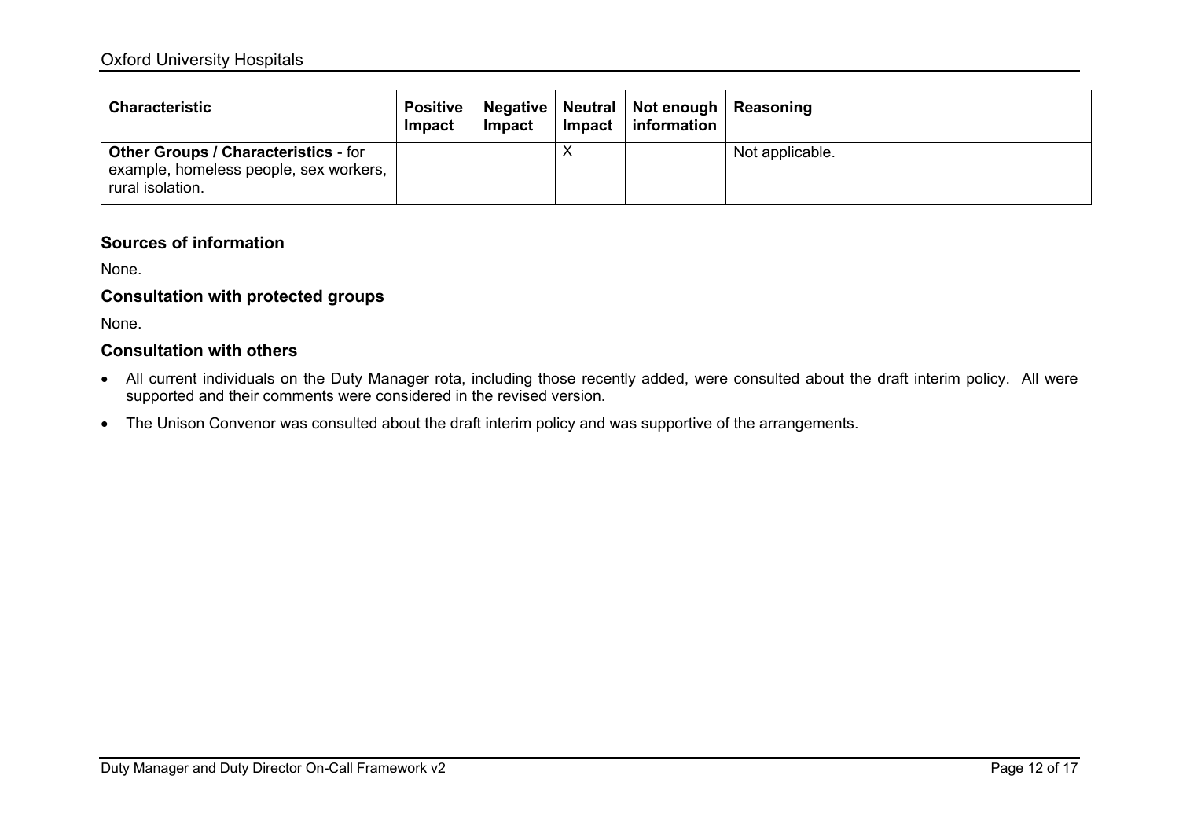| Characteristic | Positive Impact | Negative Impact | Neutral Impact | Not enough information | Reasoning |
|---|---|---|---|---|---|
| **Other Groups / Characteristics** - for example, homeless people, sex workers, rural isolation. | | | X | | Not applicable. |

### Sources of information

None.

### Consultation with protected groups

None.

### Consultation with others

- All current individuals on the Duty Manager rota, including those recently added, were consulted about the draft interim policy. All were supported and their comments were considered in the revised version.
- The Unison Convenor was consulted about the draft interim policy and was supportive of the arrangements.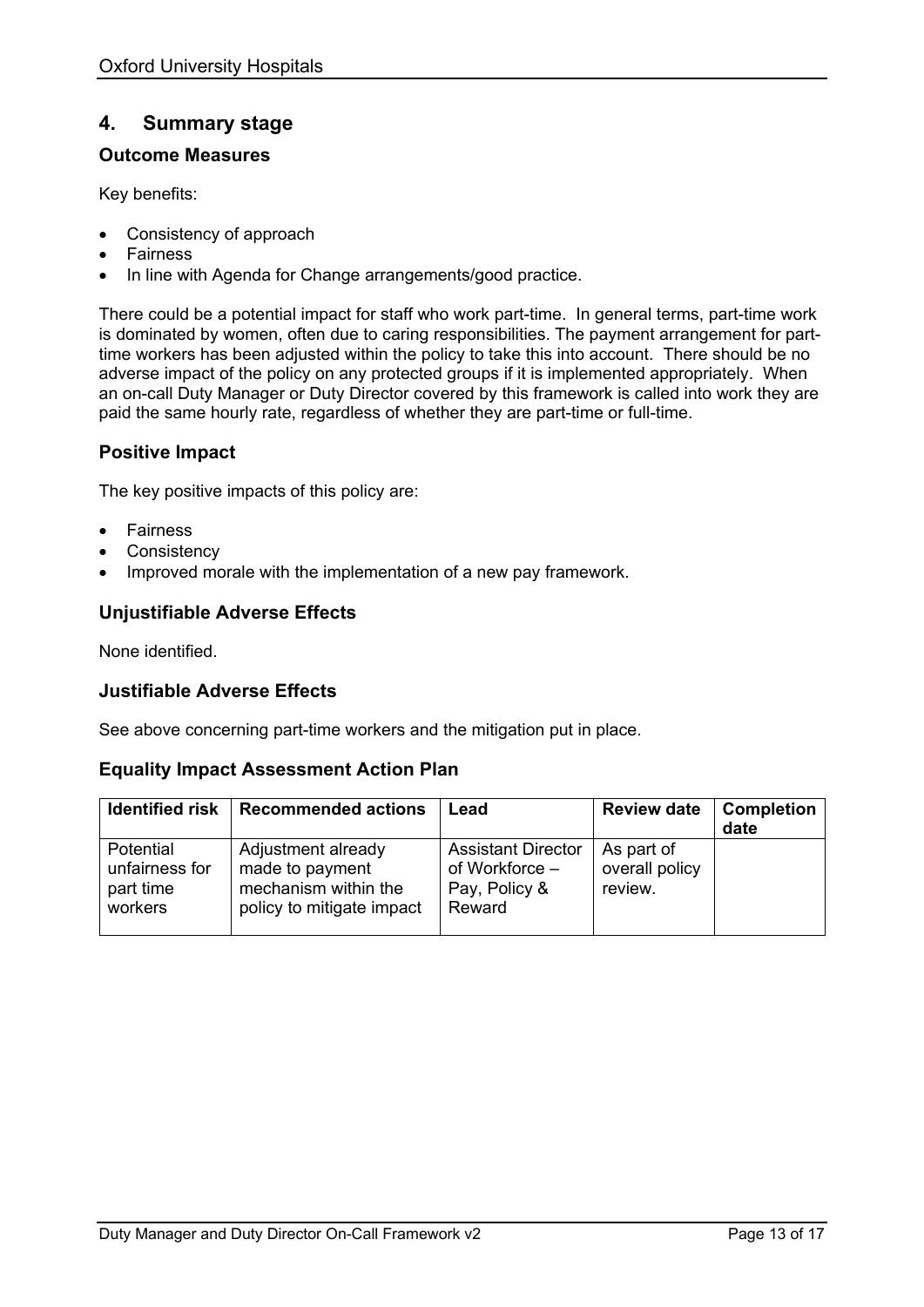## 4. Summary stage

### Outcome Measures

Key benefits:

- Consistency of approach
- Fairness
- In line with Agenda for Change arrangements/good practice.

There could be a potential impact for staff who work part-time. In general terms, part-time work is dominated by women, often due to caring responsibilities. The payment arrangement for part-time workers has been adjusted within the policy to take this into account. There should be no adverse impact of the policy on any protected groups if it is implemented appropriately. When an on-call Duty Manager or Duty Director covered by this framework is called into work they are paid the same hourly rate, regardless of whether they are part-time or full-time.

### Positive Impact

The key positive impacts of this policy are:

- Fairness
- Consistency
- Improved morale with the implementation of a new pay framework.

### Unjustifiable Adverse Effects

None identified.

### Justifiable Adverse Effects

See above concerning part-time workers and the mitigation put in place.

### Equality Impact Assessment Action Plan

| Identified risk | Recommended actions | Lead | Review date | Completion date |
|---|---|---|---|---|
| Potential unfairness for part time workers | Adjustment already made to payment mechanism within the policy to mitigate impact | Assistant Director of Workforce – Pay, Policy & Reward | As part of overall policy review. | |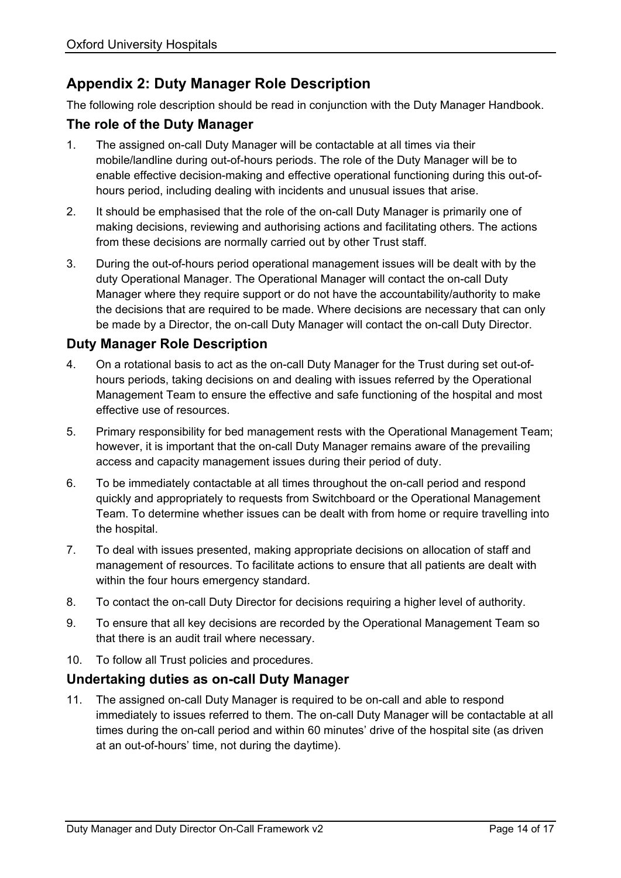## Appendix 2: Duty Manager Role Description

The following role description should be read in conjunction with the Duty Manager Handbook.

### The role of the Duty Manager

1. The assigned on-call Duty Manager will be contactable at all times via their mobile/landline during out-of-hours periods. The role of the Duty Manager will be to enable effective decision-making and effective operational functioning during this out-of-hours period, including dealing with incidents and unusual issues that arise.
2. It should be emphasised that the role of the on-call Duty Manager is primarily one of making decisions, reviewing and authorising actions and facilitating others. The actions from these decisions are normally carried out by other Trust staff.
3. During the out-of-hours period operational management issues will be dealt with by the duty Operational Manager. The Operational Manager will contact the on-call Duty Manager where they require support or do not have the accountability/authority to make the decisions that are required to be made. Where decisions are necessary that can only be made by a Director, the on-call Duty Manager will contact the on-call Duty Director.

### Duty Manager Role Description

4. On a rotational basis to act as the on-call Duty Manager for the Trust during set out-of-hours periods, taking decisions on and dealing with issues referred by the Operational Management Team to ensure the effective and safe functioning of the hospital and most effective use of resources.
5. Primary responsibility for bed management rests with the Operational Management Team; however, it is important that the on-call Duty Manager remains aware of the prevailing access and capacity management issues during their period of duty.
6. To be immediately contactable at all times throughout the on-call period and respond quickly and appropriately to requests from Switchboard or the Operational Management Team. To determine whether issues can be dealt with from home or require travelling into the hospital.
7. To deal with issues presented, making appropriate decisions on allocation of staff and management of resources. To facilitate actions to ensure that all patients are dealt with within the four hours emergency standard.
8. To contact the on-call Duty Director for decisions requiring a higher level of authority.
9. To ensure that all key decisions are recorded by the Operational Management Team so that there is an audit trail where necessary.
10. To follow all Trust policies and procedures.

### Undertaking duties as on-call Duty Manager

11. The assigned on-call Duty Manager is required to be on-call and able to respond immediately to issues referred to them. The on-call Duty Manager will be contactable at all times during the on-call period and within 60 minutes' drive of the hospital site (as driven at an out-of-hours' time, not during the daytime).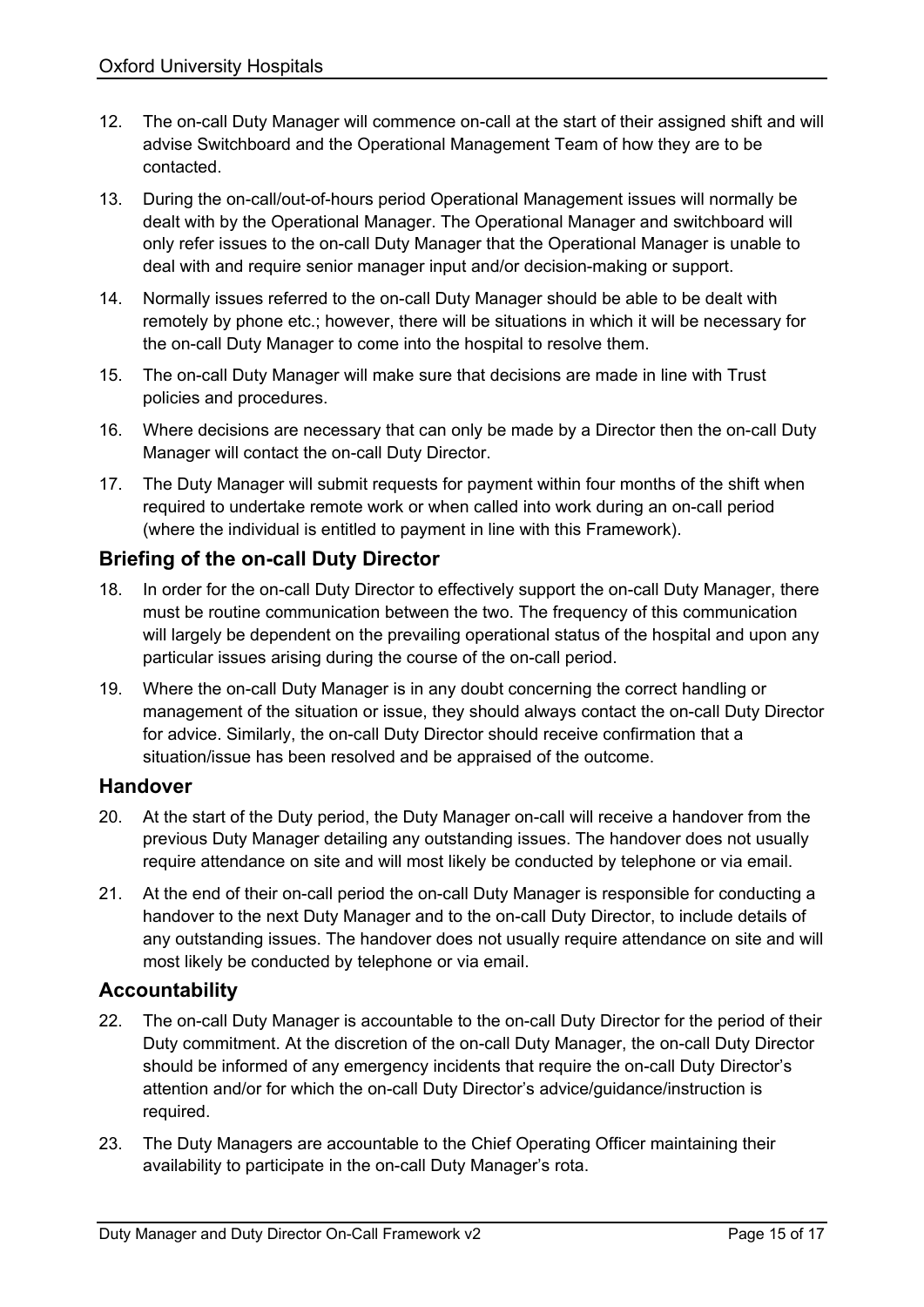12. The on-call Duty Manager will commence on-call at the start of their assigned shift and will advise Switchboard and the Operational Management Team of how they are to be contacted.

13. During the on-call/out-of-hours period Operational Management issues will normally be dealt with by the Operational Manager. The Operational Manager and switchboard will only refer issues to the on-call Duty Manager that the Operational Manager is unable to deal with and require senior manager input and/or decision-making or support.

14. Normally issues referred to the on-call Duty Manager should be able to be dealt with remotely by phone etc.; however, there will be situations in which it will be necessary for the on-call Duty Manager to come into the hospital to resolve them.

15. The on-call Duty Manager will make sure that decisions are made in line with Trust policies and procedures.

16. Where decisions are necessary that can only be made by a Director then the on-call Duty Manager will contact the on-call Duty Director.

17. The Duty Manager will submit requests for payment within four months of the shift when required to undertake remote work or when called into work during an on-call period (where the individual is entitled to payment in line with this Framework).

### Briefing of the on-call Duty Director

18. In order for the on-call Duty Director to effectively support the on-call Duty Manager, there must be routine communication between the two. The frequency of this communication will largely be dependent on the prevailing operational status of the hospital and upon any particular issues arising during the course of the on-call period.

19. Where the on-call Duty Manager is in any doubt concerning the correct handling or management of the situation or issue, they should always contact the on-call Duty Director for advice. Similarly, the on-call Duty Director should receive confirmation that a situation/issue has been resolved and be appraised of the outcome.

### Handover

20. At the start of the Duty period, the Duty Manager on-call will receive a handover from the previous Duty Manager detailing any outstanding issues. The handover does not usually require attendance on site and will most likely be conducted by telephone or via email.

21. At the end of their on-call period the on-call Duty Manager is responsible for conducting a handover to the next Duty Manager and to the on-call Duty Director, to include details of any outstanding issues. The handover does not usually require attendance on site and will most likely be conducted by telephone or via email.

### Accountability

22. The on-call Duty Manager is accountable to the on-call Duty Director for the period of their Duty commitment. At the discretion of the on-call Duty Manager, the on-call Duty Director should be informed of any emergency incidents that require the on-call Duty Director's attention and/or for which the on-call Duty Director's advice/guidance/instruction is required.

23. The Duty Managers are accountable to the Chief Operating Officer maintaining their availability to participate in the on-call Duty Manager's rota.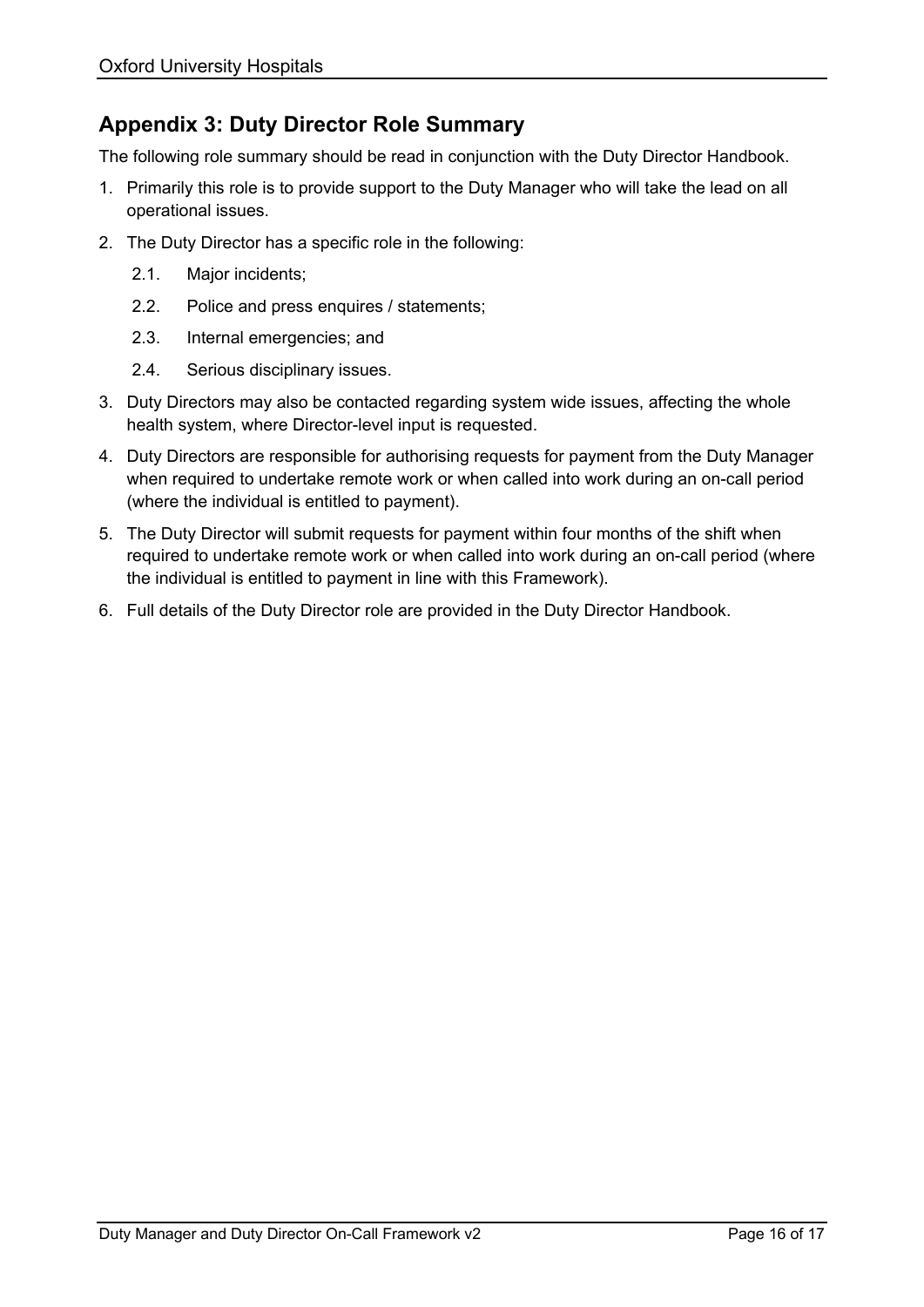## Appendix 3: Duty Director Role Summary

The following role summary should be read in conjunction with the Duty Director Handbook.

1. Primarily this role is to provide support to the Duty Manager who will take the lead on all operational issues.
2. The Duty Director has a specific role in the following:
   2.1. Major incidents;
   2.2. Police and press enquires / statements;
   2.3. Internal emergencies; and
   2.4. Serious disciplinary issues.
3. Duty Directors may also be contacted regarding system wide issues, affecting the whole health system, where Director-level input is requested.
4. Duty Directors are responsible for authorising requests for payment from the Duty Manager when required to undertake remote work or when called into work during an on-call period (where the individual is entitled to payment).
5. The Duty Director will submit requests for payment within four months of the shift when required to undertake remote work or when called into work during an on-call period (where the individual is entitled to payment in line with this Framework).
6. Full details of the Duty Director role are provided in the Duty Director Handbook.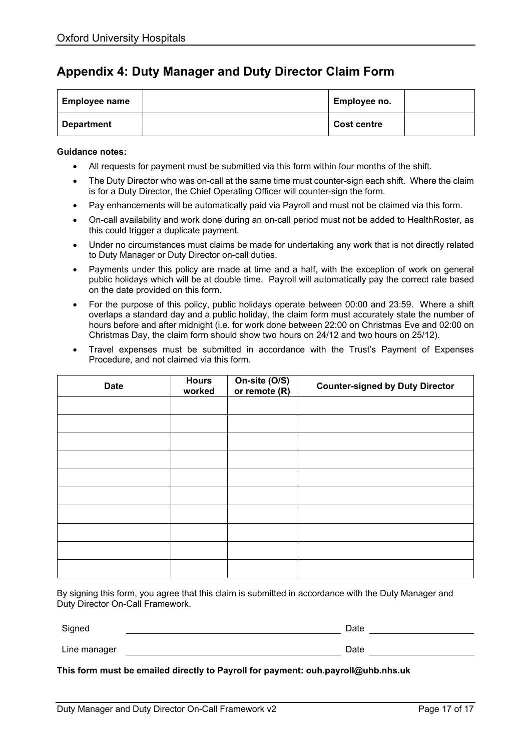## Appendix 4: Duty Manager and Duty Director Claim Form

| | | | |
|---|---|---|---|
| **Employee name** | | **Employee no.** | |
| **Department** | | **Cost centre** | |

**Guidance notes:**

- All requests for payment must be submitted via this form within four months of the shift.
- The Duty Director who was on-call at the same time must counter-sign each shift. Where the claim is for a Duty Director, the Chief Operating Officer will counter-sign the form.
- Pay enhancements will be automatically paid via Payroll and must not be claimed via this form.
- On-call availability and work done during an on-call period must not be added to HealthRoster, as this could trigger a duplicate payment.
- Under no circumstances must claims be made for undertaking any work that is not directly related to Duty Manager or Duty Director on-call duties.
- Payments under this policy are made at time and a half, with the exception of work on general public holidays which will be at double time. Payroll will automatically pay the correct rate based on the date provided on this form.
- For the purpose of this policy, public holidays operate between 00:00 and 23:59. Where a shift overlaps a standard day and a public holiday, the claim form must accurately state the number of hours before and after midnight (i.e. for work done between 22:00 on Christmas Eve and 02:00 on Christmas Day, the claim form should show two hours on 24/12 and two hours on 25/12).
- Travel expenses must be submitted in accordance with the Trust's Payment of Expenses Procedure, and not claimed via this form.

| Date | Hours worked | On-site (O/S) or remote (R) | Counter-signed by Duty Director |
|---|---|---|---|
| | | | |
| | | | |
| | | | |
| | | | |
| | | | |
| | | | |
| | | | |
| | | | |
| | | | |
| | | | |

By signing this form, you agree that this claim is submitted in accordance with the Duty Manager and Duty Director On-Call Framework.

Signed ______________________________ Date ______________

Line manager ______________________________ Date ______________

**This form must be emailed directly to Payroll for payment: ouh.payroll@uhb.nhs.uk**